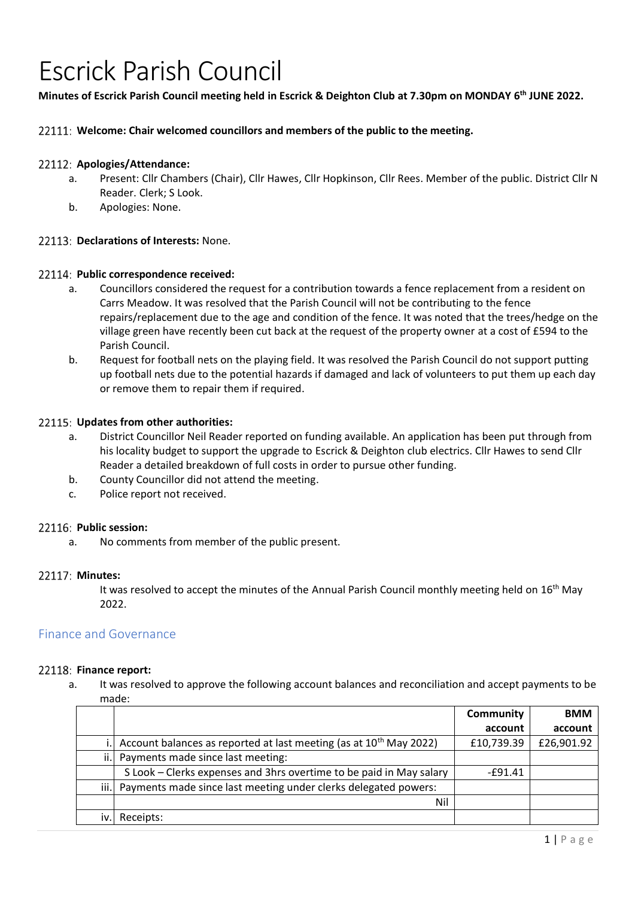# Escrick Parish Council

**Minutes of Escrick Parish Council meeting held in Escrick & Deighton Club at 7.30pm on MONDAY 6th JUNE 2022.**

22111: **Welcome: Chair welcomed councillors and members of the public to the meeting.**

22112: **Apologies/Attendance:**

a. Present: Cllr Chambers (Chair), Cllr Hawes, Cllr Hopkinson, Cllr Rees. Member of the public. District Cllr N Reader. Clerk; S Look.

b. Apologies: None.

22113: **Declarations of Interests:** None.

22114: **Public correspondence received:**

a. Councillors considered the request for a contribution towards a fence replacement from a resident on Carrs Meadow. It was resolved that the Parish Council will not be contributing to the fence repairs/replacement due to the age and condition of the fence. It was noted that the trees/hedge on the village green have recently been cut back at the request of the property owner at a cost of £594 to the Parish Council.

b. Request for football nets on the playing field. It was resolved the Parish Council do not support putting up football nets due to the potential hazards if damaged and lack of volunteers to put them up each day or remove them to repair them if required.

22115: **Updates from other authorities:**

a. District Councillor Neil Reader reported on funding available. An application has been put through from his locality budget to support the upgrade to Escrick & Deighton club electrics. Cllr Hawes to send Cllr Reader a detailed breakdown of full costs in order to pursue other funding.

b. County Councillor did not attend the meeting.

c. Police report not received.

22116: **Public session:**

a. No comments from member of the public present.

22117: **Minutes:**

It was resolved to accept the minutes of the Annual Parish Council monthly meeting held on 16th May 2022.

## Finance and Governance

22118: **Finance report:**

a. It was resolved to approve the following account balances and reconciliation and accept payments to be made:

| | | Community account | BMM account |
|---|---|---|---|
| i. | Account balances as reported at last meeting (as at 10th May 2022) | £10,739.39 | £26,901.92 |
| ii. | Payments made since last meeting: | | |
| | S Look – Clerks expenses and 3hrs overtime to be paid in May salary | -£91.41 | |
| iii. | Payments made since last meeting under clerks delegated powers: | | |
| | Nil | | |
| iv. | Receipts: | | |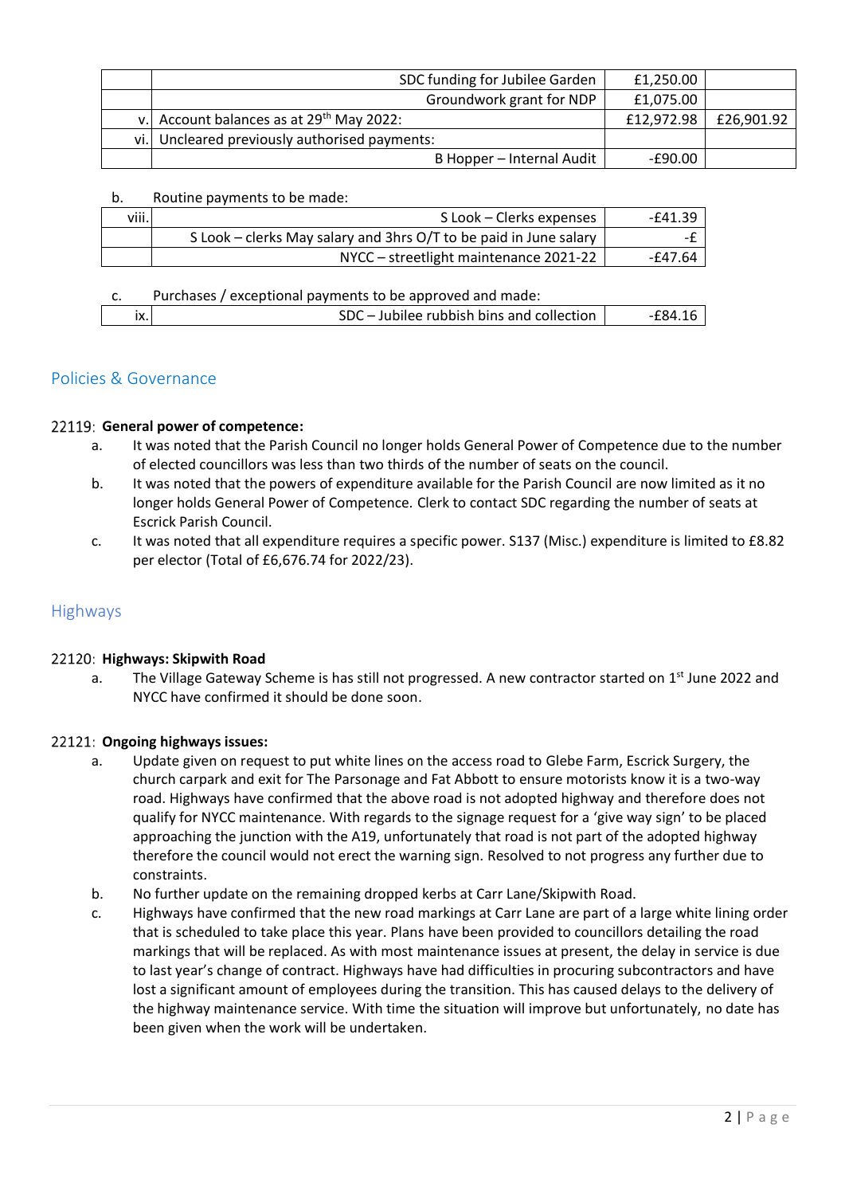| | | | |
|---|---|---|---|
| | SDC funding for Jubilee Garden | £1,250.00 | |
| | Groundwork grant for NDP | £1,075.00 | |
| v. | Account balances as at 29th May 2022: | £12,972.98 | £26,901.92 |
| vi. | Uncleared previously authorised payments: | | |
| | B Hopper – Internal Audit | -£90.00 | |

b. Routine payments to be made:

| | | |
|---|---|---|
| viii. | S Look – Clerks expenses | -£41.39 |
| | S Look – clerks May salary and 3hrs O/T to be paid in June salary | -£ |
| | NYCC – streetlight maintenance 2021-22 | -£47.64 |

c. Purchases / exceptional payments to be approved and made:

| | | |
|---|---|---|
| ix. | SDC – Jubilee rubbish bins and collection | -£84.16 |

## Policies & Governance

**22119: General power of competence:**

a. It was noted that the Parish Council no longer holds General Power of Competence due to the number of elected councillors was less than two thirds of the number of seats on the council.

b. It was noted that the powers of expenditure available for the Parish Council are now limited as it no longer holds General Power of Competence. Clerk to contact SDC regarding the number of seats at Escrick Parish Council.

c. It was noted that all expenditure requires a specific power. S137 (Misc.) expenditure is limited to £8.82 per elector (Total of £6,676.74 for 2022/23).

## Highways

**22120: Highways: Skipwith Road**

a. The Village Gateway Scheme is has still not progressed. A new contractor started on 1st June 2022 and NYCC have confirmed it should be done soon.

**22121: Ongoing highways issues:**

a. Update given on request to put white lines on the access road to Glebe Farm, Escrick Surgery, the church carpark and exit for The Parsonage and Fat Abbott to ensure motorists know it is a two-way road. Highways have confirmed that the above road is not adopted highway and therefore does not qualify for NYCC maintenance. With regards to the signage request for a 'give way sign' to be placed approaching the junction with the A19, unfortunately that road is not part of the adopted highway therefore the council would not erect the warning sign. Resolved to not progress any further due to constraints.

b. No further update on the remaining dropped kerbs at Carr Lane/Skipwith Road.

c. Highways have confirmed that the new road markings at Carr Lane are part of a large white lining order that is scheduled to take place this year. Plans have been provided to councillors detailing the road markings that will be replaced. As with most maintenance issues at present, the delay in service is due to last year's change of contract. Highways have had difficulties in procuring subcontractors and have lost a significant amount of employees during the transition. This has caused delays to the delivery of the highway maintenance service. With time the situation will improve but unfortunately, no date has been given when the work will be undertaken.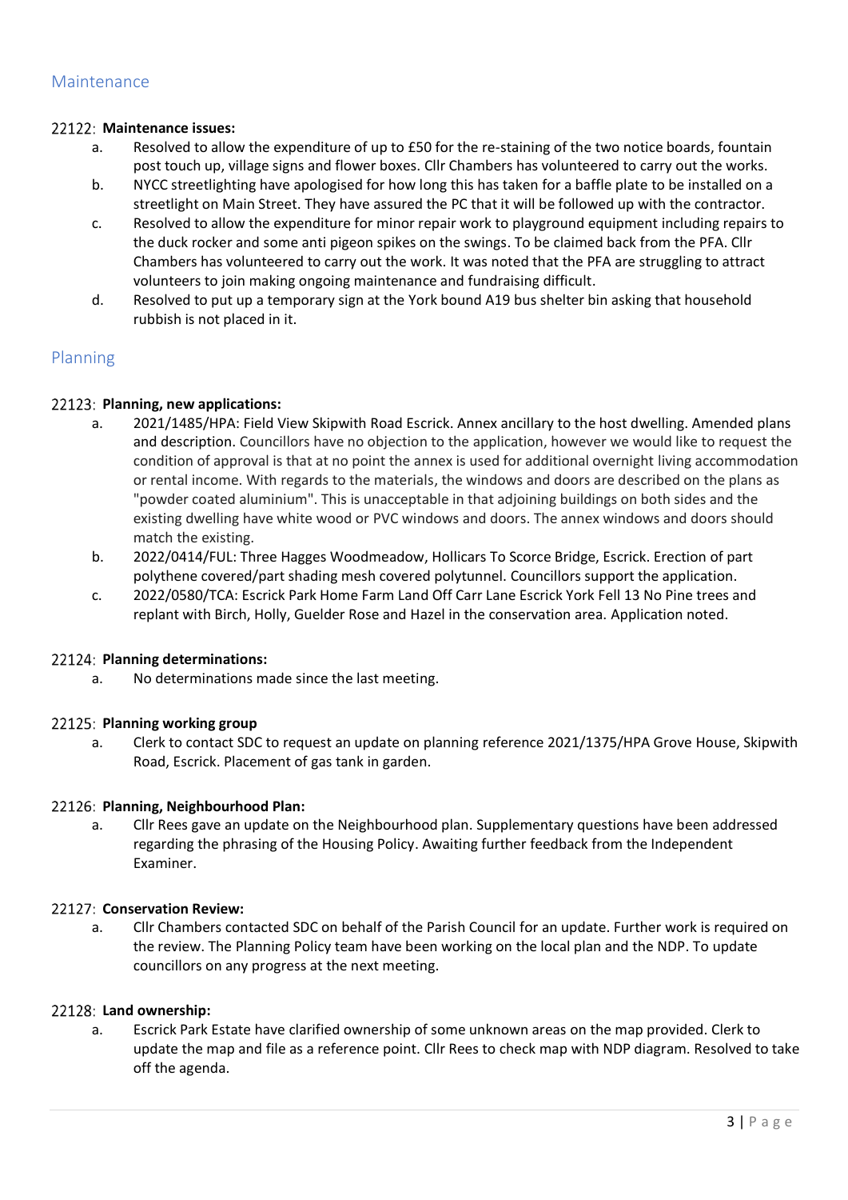## Maintenance

**22122: Maintenance issues:**

a. Resolved to allow the expenditure of up to £50 for the re-staining of the two notice boards, fountain post touch up, village signs and flower boxes. Cllr Chambers has volunteered to carry out the works.

b. NYCC streetlighting have apologised for how long this has taken for a baffle plate to be installed on a streetlight on Main Street. They have assured the PC that it will be followed up with the contractor.

c. Resolved to allow the expenditure for minor repair work to playground equipment including repairs to the duck rocker and some anti pigeon spikes on the swings. To be claimed back from the PFA. Cllr Chambers has volunteered to carry out the work. It was noted that the PFA are struggling to attract volunteers to join making ongoing maintenance and fundraising difficult.

d. Resolved to put up a temporary sign at the York bound A19 bus shelter bin asking that household rubbish is not placed in it.

## Planning

**22123: Planning, new applications:**

a. 2021/1485/HPA: Field View Skipwith Road Escrick. Annex ancillary to the host dwelling. Amended plans and description. Councillors have no objection to the application, however we would like to request the condition of approval is that at no point the annex is used for additional overnight living accommodation or rental income. With regards to the materials, the windows and doors are described on the plans as "powder coated aluminium". This is unacceptable in that adjoining buildings on both sides and the existing dwelling have white wood or PVC windows and doors. The annex windows and doors should match the existing.

b. 2022/0414/FUL: Three Hagges Woodmeadow, Hollicars To Scorce Bridge, Escrick. Erection of part polythene covered/part shading mesh covered polytunnel. Councillors support the application.

c. 2022/0580/TCA: Escrick Park Home Farm Land Off Carr Lane Escrick York Fell 13 No Pine trees and replant with Birch, Holly, Guelder Rose and Hazel in the conservation area. Application noted.

**22124: Planning determinations:**

a. No determinations made since the last meeting.

**22125: Planning working group**

a. Clerk to contact SDC to request an update on planning reference 2021/1375/HPA Grove House, Skipwith Road, Escrick. Placement of gas tank in garden.

**22126: Planning, Neighbourhood Plan:**

a. Cllr Rees gave an update on the Neighbourhood plan. Supplementary questions have been addressed regarding the phrasing of the Housing Policy. Awaiting further feedback from the Independent Examiner.

**22127: Conservation Review:**

a. Cllr Chambers contacted SDC on behalf of the Parish Council for an update. Further work is required on the review. The Planning Policy team have been working on the local plan and the NDP. To update councillors on any progress at the next meeting.

**22128: Land ownership:**

a. Escrick Park Estate have clarified ownership of some unknown areas on the map provided. Clerk to update the map and file as a reference point. Cllr Rees to check map with NDP diagram. Resolved to take off the agenda.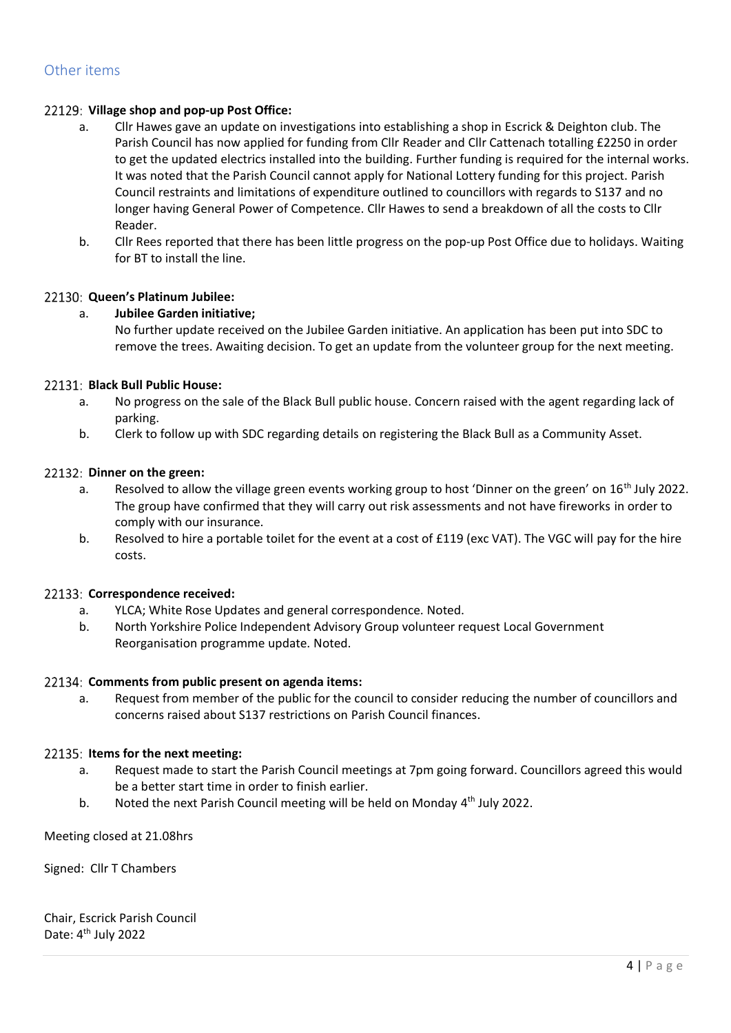## Other items

**22129: Village shop and pop-up Post Office:**

a. Cllr Hawes gave an update on investigations into establishing a shop in Escrick & Deighton club. The Parish Council has now applied for funding from Cllr Reader and Cllr Cattenach totalling £2250 in order to get the updated electrics installed into the building. Further funding is required for the internal works. It was noted that the Parish Council cannot apply for National Lottery funding for this project. Parish Council restraints and limitations of expenditure outlined to councillors with regards to S137 and no longer having General Power of Competence. Cllr Hawes to send a breakdown of all the costs to Cllr Reader.

b. Cllr Rees reported that there has been little progress on the pop-up Post Office due to holidays. Waiting for BT to install the line.

**22130: Queen's Platinum Jubilee:**

a. **Jubilee Garden initiative;**
No further update received on the Jubilee Garden initiative. An application has been put into SDC to remove the trees. Awaiting decision. To get an update from the volunteer group for the next meeting.

**22131: Black Bull Public House:**

a. No progress on the sale of the Black Bull public house. Concern raised with the agent regarding lack of parking.

b. Clerk to follow up with SDC regarding details on registering the Black Bull as a Community Asset.

**22132: Dinner on the green:**

a. Resolved to allow the village green events working group to host 'Dinner on the green' on 16th July 2022. The group have confirmed that they will carry out risk assessments and not have fireworks in order to comply with our insurance.

b. Resolved to hire a portable toilet for the event at a cost of £119 (exc VAT). The VGC will pay for the hire costs.

**22133: Correspondence received:**

a. YLCA; White Rose Updates and general correspondence. Noted.

b. North Yorkshire Police Independent Advisory Group volunteer request Local Government Reorganisation programme update. Noted.

**22134: Comments from public present on agenda items:**

a. Request from member of the public for the council to consider reducing the number of councillors and concerns raised about S137 restrictions on Parish Council finances.

**22135: Items for the next meeting:**

a. Request made to start the Parish Council meetings at 7pm going forward. Councillors agreed this would be a better start time in order to finish earlier.

b. Noted the next Parish Council meeting will be held on Monday 4th July 2022.

Meeting closed at 21.08hrs

Signed: Cllr T Chambers

Chair, Escrick Parish Council
Date: 4th July 2022